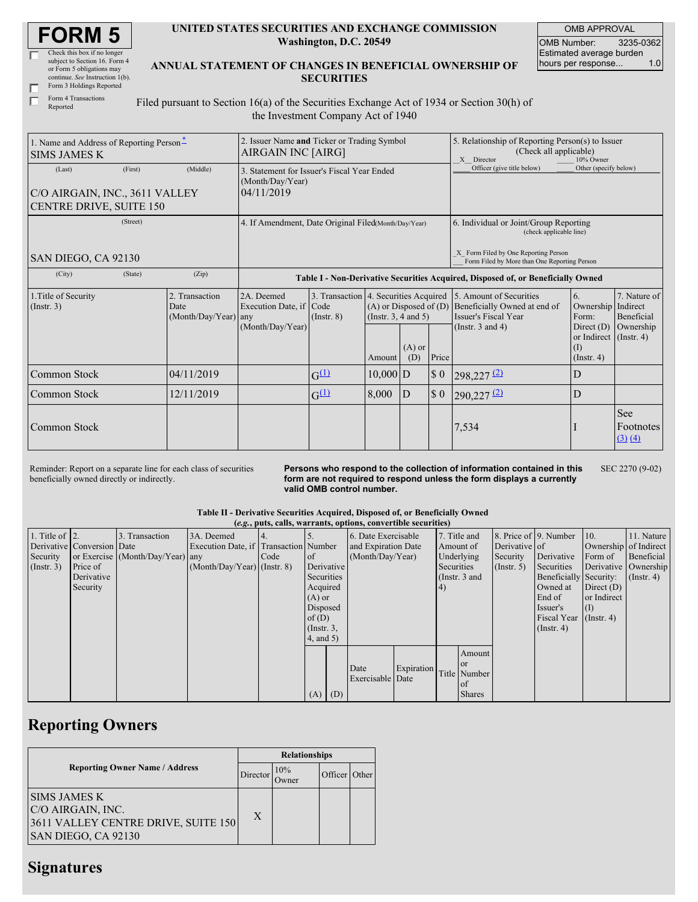# FORM 5

☐ Check this box if no longer subject to Section 16. Form 4 or Form 5 obligations may continue. *See* Instruction 1(b).
☐ Form 3 Holdings Reported
☐ Form 4 Transactions Reported

**UNITED STATES SECURITIES AND EXCHANGE COMMISSION**
**Washington, D.C. 20549**

**ANNUAL STATEMENT OF CHANGES IN BENEFICIAL OWNERSHIP OF SECURITIES**

Filed pursuant to Section 16(a) of the Securities Exchange Act of 1934 or Section 30(h) of the Investment Company Act of 1940

| OMB APPROVAL | |
|---|---|
| OMB Number: | 3235-0362 |
| Estimated average burden hours per response... | 1.0 |

| 1. Name and Address of Reporting Person* | 2. Issuer Name and Ticker or Trading Symbol | 5. Relationship of Reporting Person(s) to Issuer (Check all applicable) |
|---|---|---|
| SIMS JAMES K | AIRGAIN INC [AIRG] | X Director ___ 10% Owner ___ Officer (give title below) ___ Other (specify below) |
| (Last) (First) (Middle) C/O AIRGAIN, INC., 3611 VALLEY CENTRE DRIVE, SUITE 150 | 3. Statement for Issuer's Fiscal Year Ended (Month/Day/Year) 04/11/2019 | |
| (Street) SAN DIEGO, CA 92130 | 4. If Amendment, Date Original Filed(Month/Day/Year) | 6. Individual or Joint/Group Reporting (check applicable line) _X_ Form Filed by One Reporting Person ___ Form Filed by More than One Reporting Person |
| (City) (State) (Zip) | | |

**Table I - Non-Derivative Securities Acquired, Disposed of, or Beneficially Owned**

| 1.Title of Security (Instr. 3) | 2. Transaction Date (Month/Day/Year) | 2A. Deemed Execution Date, if any (Month/Day/Year) | 3. Transaction Code (Instr. 8) | 4. Securities Acquired (A) or Disposed of (D) (Instr. 3, 4 and 5) | | | 5. Amount of Securities Beneficially Owned at end of Issuer's Fiscal Year (Instr. 3 and 4) | 6. Ownership Form: Direct (D) or Indirect (I) (Instr. 4) | 7. Nature of Indirect Beneficial Ownership (Instr. 4) |
|---|---|---|---|---|---|---|---|---|---|
| | | | | Amount | (A) or (D) | Price | | | |
| Common Stock | 04/11/2019 | | G [(1)] | 10,000 | D | $ 0 | 298,227 [(2)] | D | |
| Common Stock | 12/11/2019 | | G [(1)] | 8,000 | D | $ 0 | 290,227 [(2)] | D | |
| Common Stock | | | | | | | 7,534 | I | See Footnotes [(3)] [(4)] |

Reminder: Report on a separate line for each class of securities beneficially owned directly or indirectly.

**Persons who respond to the collection of information contained in this form are not required to respond unless the form displays a currently valid OMB control number.**

SEC 2270 (9-02)

**Table II - Derivative Securities Acquired, Disposed of, or Beneficially Owned**
**(*e.g.*, puts, calls, warrants, options, convertible securities)**

| 1. Title of Derivative Security (Instr. 3) | 2. Conversion or Exercise Price of Derivative Security | 3. Transaction Date (Month/Day/Year) | 3A. Deemed Execution Date, if any (Month/Day/Year) | 4. Transaction Code (Instr. 8) | 5. Number of Derivative Securities Acquired (A) or Disposed of (D) (Instr. 3, 4, and 5) | | 6. Date Exercisable and Expiration Date (Month/Day/Year) | | 7. Title and Amount of Underlying Securities (Instr. 3 and 4) | | 8. Price of Derivative Security (Instr. 5) | 9. Number of Derivative Securities Beneficially Owned at End of Issuer's Fiscal Year (Instr. 4) | 10. Ownership Form of Derivative Security: Direct (D) or Indirect (I) (Instr. 4) | 11. Nature of Indirect Beneficial Ownership (Instr. 4) |
|---|---|---|---|---|---|---|---|---|---|---|---|---|---|---|
| | | | | | (A) | (D) | Date Exercisable | Expiration Date | Title | Amount or Number of Shares | | | | |

## Reporting Owners

| Reporting Owner Name / Address | Relationships | | | |
|---|---|---|---|---|
| | Director | 10% Owner | Officer | Other |
| SIMS JAMES K C/O AIRGAIN, INC. 3611 VALLEY CENTRE DRIVE, SUITE 150 SAN DIEGO, CA 92130 | X | | | |

## Signatures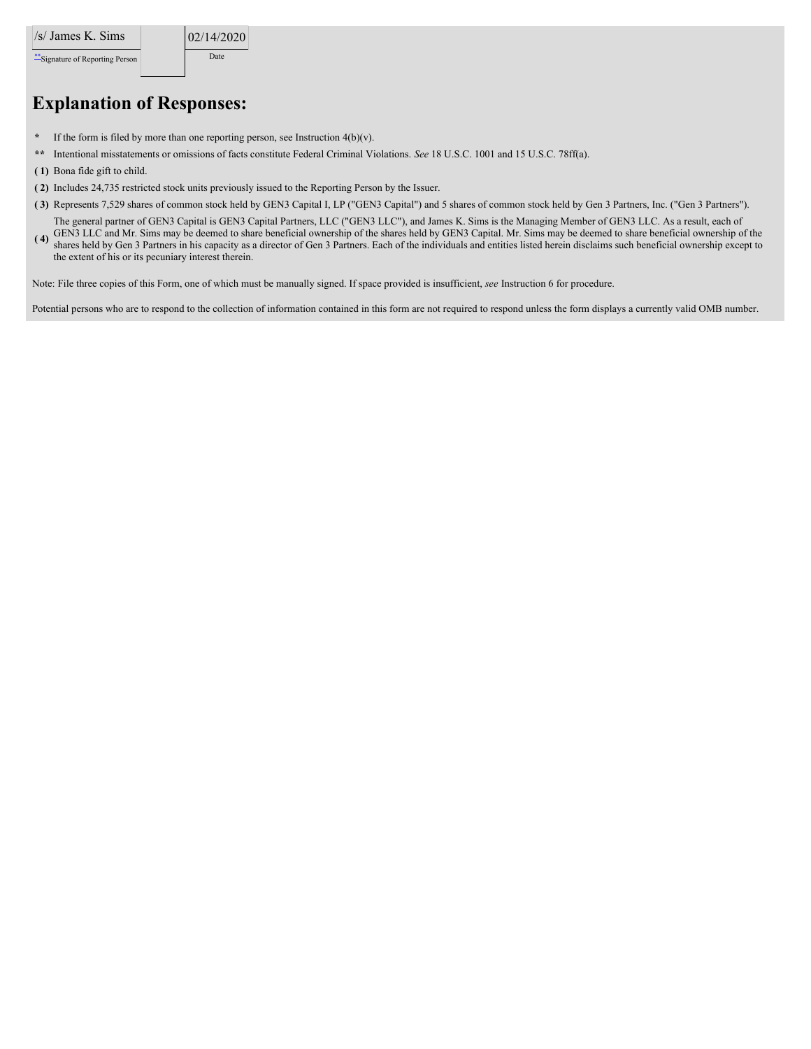| /s/ James K. Sims | | 02/14/2020 |
|---|---|---|
| ** Signature of Reporting Person | | Date |

# Explanation of Responses:

\* If the form is filed by more than one reporting person, see Instruction 4(b)(v).

** Intentional misstatements or omissions of facts constitute Federal Criminal Violations. *See* 18 U.S.C. 1001 and 15 U.S.C. 78ff(a).

**( 1)** Bona fide gift to child.

**( 2)** Includes 24,735 restricted stock units previously issued to the Reporting Person by the Issuer.

**( 3)** Represents 7,529 shares of common stock held by GEN3 Capital I, LP ("GEN3 Capital") and 5 shares of common stock held by Gen 3 Partners, Inc. ("Gen 3 Partners").

**( 4)** The general partner of GEN3 Capital is GEN3 Capital Partners, LLC ("GEN3 LLC"), and James K. Sims is the Managing Member of GEN3 LLC. As a result, each of GEN3 LLC and Mr. Sims may be deemed to share beneficial ownership of the shares held by GEN3 Capital. Mr. Sims may be deemed to share beneficial ownership of the shares held by Gen 3 Partners in his capacity as a director of Gen 3 Partners. Each of the individuals and entities listed herein disclaims such beneficial ownership except to the extent of his or its pecuniary interest therein.

Note: File three copies of this Form, one of which must be manually signed. If space provided is insufficient, *see* Instruction 6 for procedure.

Potential persons who are to respond to the collection of information contained in this form are not required to respond unless the form displays a currently valid OMB number.